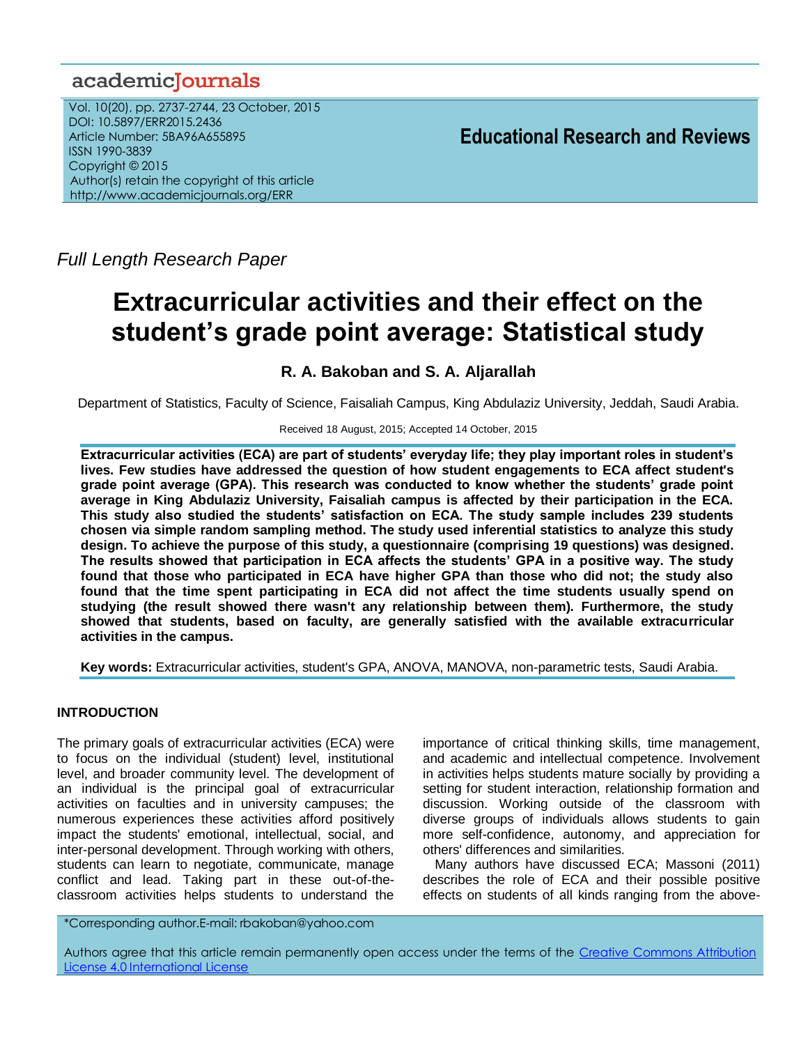academicJournals

Vol. 10(20), pp. 2737-2744, 23 October, 2015
DOI: 10.5897/ERR2015.2436
Article Number: 5BA96A655895
ISSN 1990-3839
Copyright © 2015
Author(s) retain the copyright of this article
http://www.academicjournals.org/ERR

**Educational Research and Reviews**

*Full Length Research Paper*

# Extracurricular activities and their effect on the student's grade point average: Statistical study

**R. A. Bakoban and S. A. Aljarallah**

Department of Statistics, Faculty of Science, Faisaliah Campus, King Abdulaziz University, Jeddah, Saudi Arabia.

Received 18 August, 2015; Accepted 14 October, 2015

**Extracurricular activities (ECA) are part of students' everyday life; they play important roles in student's lives. Few studies have addressed the question of how student engagements to ECA affect student's grade point average (GPA). This research was conducted to know whether the students' grade point average in King Abdulaziz University, Faisaliah campus is affected by their participation in the ECA. This study also studied the students' satisfaction on ECA. The study sample includes 239 students chosen via simple random sampling method. The study used inferential statistics to analyze this study design. To achieve the purpose of this study, a questionnaire (comprising 19 questions) was designed. The results showed that participation in ECA affects the students' GPA in a positive way. The study found that those who participated in ECA have higher GPA than those who did not; the study also found that the time spent participating in ECA did not affect the time students usually spend on studying (the result showed there wasn't any relationship between them). Furthermore, the study showed that students, based on faculty, are generally satisfied with the available extracurricular activities in the campus.**

**Key words:** Extracurricular activities, student's GPA, ANOVA, MANOVA, non-parametric tests, Saudi Arabia.

## INTRODUCTION

The primary goals of extracurricular activities (ECA) were to focus on the individual (student) level, institutional level, and broader community level. The development of an individual is the principal goal of extracurricular activities on faculties and in university campuses; the numerous experiences these activities afford positively impact the students' emotional, intellectual, social, and inter-personal development. Through working with others, students can learn to negotiate, communicate, manage conflict and lead. Taking part in these out-of-the-classroom activities helps students to understand the importance of critical thinking skills, time management, and academic and intellectual competence. Involvement in activities helps students mature socially by providing a setting for student interaction, relationship formation and discussion. Working outside of the classroom with diverse groups of individuals allows students to gain more self-confidence, autonomy, and appreciation for others' differences and similarities.

Many authors have discussed ECA; Massoni (2011) describes the role of ECA and their possible positive effects on students of all kinds ranging from the above-

*Corresponding author.E-mail: rbakoban@yahoo.com

Authors agree that this article remain permanently open access under the terms of the Creative Commons Attribution License 4.0 International License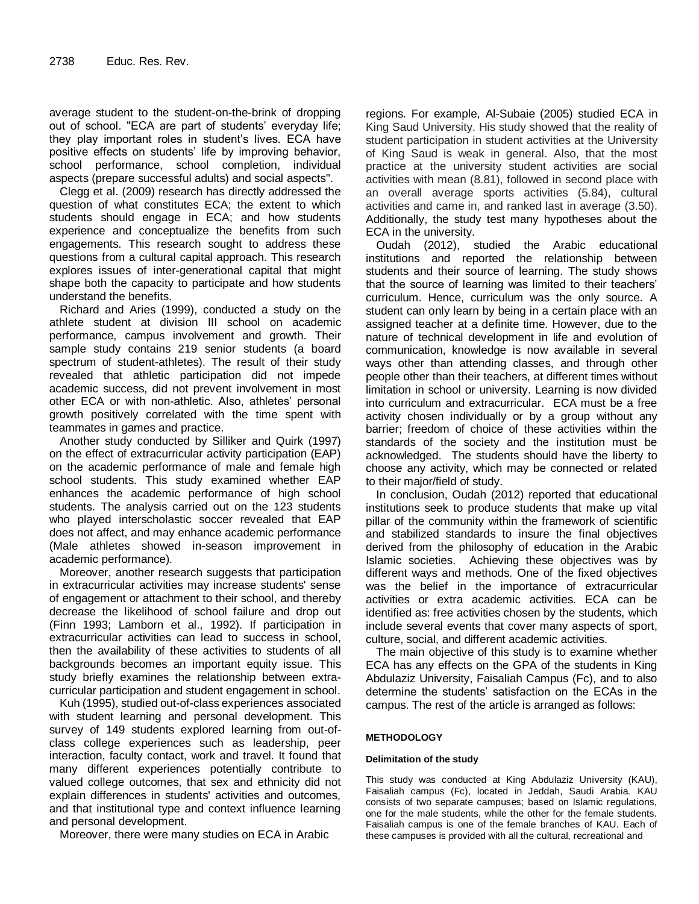average student to the student-on-the-brink of dropping out of school. "ECA are part of students' everyday life; they play important roles in student's lives. ECA have positive effects on students' life by improving behavior, school performance, school completion, individual aspects (prepare successful adults) and social aspects".

Clegg et al. (2009) research has directly addressed the question of what constitutes ECA; the extent to which students should engage in ECA; and how students experience and conceptualize the benefits from such engagements. This research sought to address these questions from a cultural capital approach. This research explores issues of inter-generational capital that might shape both the capacity to participate and how students understand the benefits.

Richard and Aries (1999), conducted a study on the athlete student at division III school on academic performance, campus involvement and growth. Their sample study contains 219 senior students (a board spectrum of student-athletes). The result of their study revealed that athletic participation did not impede academic success, did not prevent involvement in most other ECA or with non-athletic. Also, athletes' personal growth positively correlated with the time spent with teammates in games and practice.

Another study conducted by Silliker and Quirk (1997) on the effect of extracurricular activity participation (EAP) on the academic performance of male and female high school students. This study examined whether EAP enhances the academic performance of high school students. The analysis carried out on the 123 students who played interscholastic soccer revealed that EAP does not affect, and may enhance academic performance (Male athletes showed in-season improvement in academic performance).

Moreover, another research suggests that participation in extracurricular activities may increase students' sense of engagement or attachment to their school, and thereby decrease the likelihood of school failure and drop out (Finn 1993; Lamborn et al., 1992). If participation in extracurricular activities can lead to success in school, then the availability of these activities to students of all backgrounds becomes an important equity issue. This study briefly examines the relationship between extra-curricular participation and student engagement in school.

Kuh (1995), studied out-of-class experiences associated with student learning and personal development. This survey of 149 students explored learning from out-of-class college experiences such as leadership, peer interaction, faculty contact, work and travel. It found that many different experiences potentially contribute to valued college outcomes, that sex and ethnicity did not explain differences in students' activities and outcomes, and that institutional type and context influence learning and personal development.

Moreover, there were many studies on ECA in Arabic regions. For example, Al-Subaie (2005) studied ECA in King Saud University. His study showed that the reality of student participation in student activities at the University of King Saud is weak in general. Also, that the most practice at the university student activities are social activities with mean (8.81), followed in second place with an overall average sports activities (5.84), cultural activities and came in, and ranked last in average (3.50). Additionally, the study test many hypotheses about the ECA in the university.

Oudah (2012), studied the Arabic educational institutions and reported the relationship between students and their source of learning. The study shows that the source of learning was limited to their teachers' curriculum. Hence, curriculum was the only source. A student can only learn by being in a certain place with an assigned teacher at a definite time. However, due to the nature of technical development in life and evolution of communication, knowledge is now available in several ways other than attending classes, and through other people other than their teachers, at different times without limitation in school or university. Learning is now divided into curriculum and extracurricular. ECA must be a free activity chosen individually or by a group without any barrier; freedom of choice of these activities within the standards of the society and the institution must be acknowledged. The students should have the liberty to choose any activity, which may be connected or related to their major/field of study.

In conclusion, Oudah (2012) reported that educational institutions seek to produce students that make up vital pillar of the community within the framework of scientific and stabilized standards to insure the final objectives derived from the philosophy of education in the Arabic Islamic societies. Achieving these objectives was by different ways and methods. One of the fixed objectives was the belief in the importance of extracurricular activities or extra academic activities. ECA can be identified as: free activities chosen by the students, which include several events that cover many aspects of sport, culture, social, and different academic activities.

The main objective of this study is to examine whether ECA has any effects on the GPA of the students in King Abdulaziz University, Faisaliah Campus (Fc), and to also determine the students' satisfaction on the ECAs in the campus. The rest of the article is arranged as follows:

## METHODOLOGY

### Delimitation of the study

This study was conducted at King Abdulaziz University (KAU), Faisaliah campus (Fc), located in Jeddah, Saudi Arabia. KAU consists of two separate campuses; based on Islamic regulations, one for the male students, while the other for the female students. Faisaliah campus is one of the female branches of KAU. Each of these campuses is provided with all the cultural, recreational and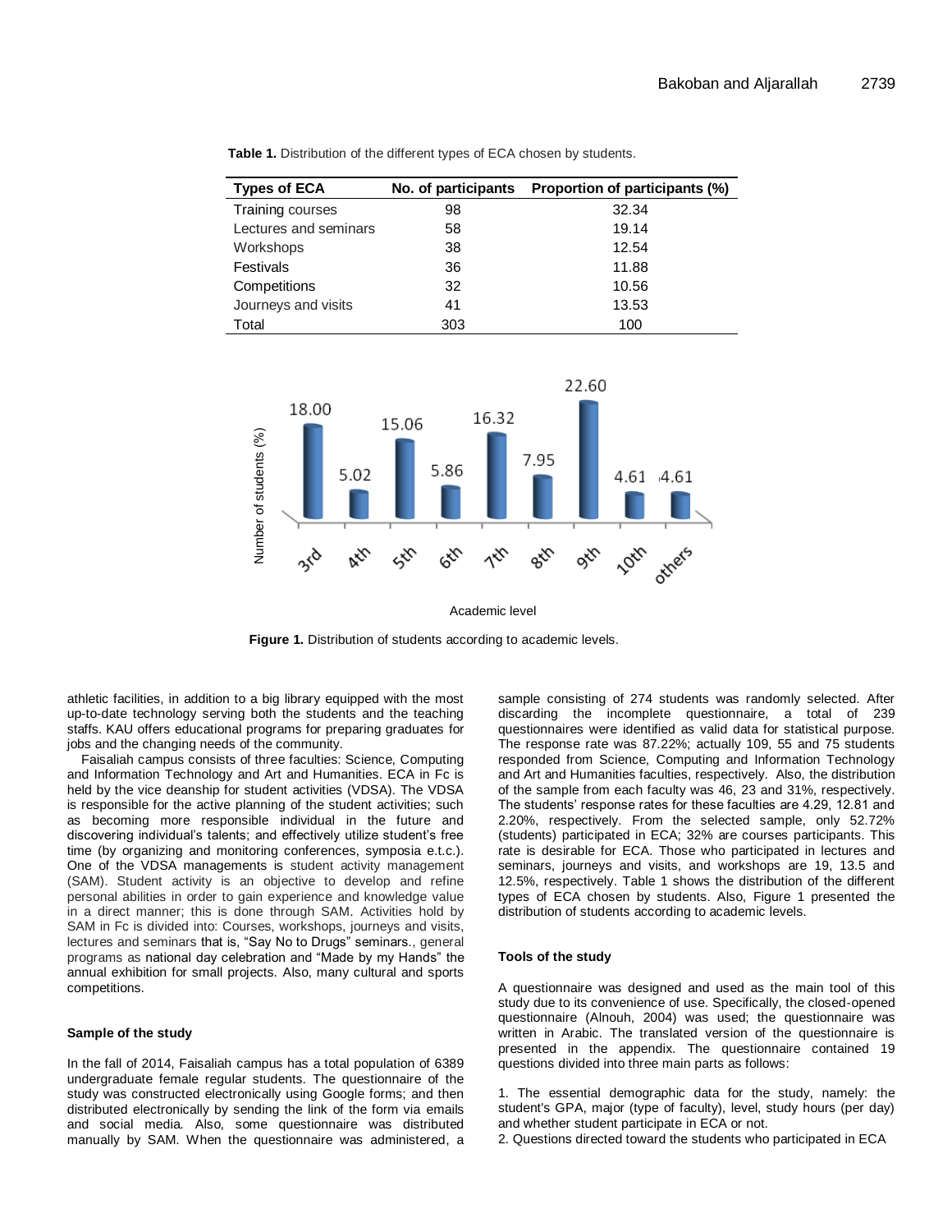**Table 1.** Distribution of the different types of ECA chosen by students.

| Types of ECA | No. of participants | Proportion of participants (%) |
|---|---|---|
| Training courses | 98 | 32.34 |
| Lectures and seminars | 58 | 19.14 |
| Workshops | 38 | 12.54 |
| Festivals | 36 | 11.88 |
| Competitions | 32 | 10.56 |
| Journeys and visits | 41 | 13.53 |
| Total | 303 | 100 |

**Figure 1.** Distribution of students according to academic levels.

athletic facilities, in addition to a big library equipped with the most up-to-date technology serving both the students and the teaching staffs. KAU offers educational programs for preparing graduates for jobs and the changing needs of the community.

Faisaliah campus consists of three faculties: Science, Computing and Information Technology and Art and Humanities. ECA in Fc is held by the vice deanship for student activities (VDSA). The VDSA is responsible for the active planning of the student activities; such as becoming more responsible individual in the future and discovering individual's talents; and effectively utilize student's free time (by organizing and monitoring conferences, symposia e.t.c.). One of the VDSA managements is student activity management (SAM). Student activity is an objective to develop and refine personal abilities in order to gain experience and knowledge value in a direct manner; this is done through SAM. Activities hold by SAM in Fc is divided into: Courses, workshops, journeys and visits, lectures and seminars that is, "Say No to Drugs" seminars., general programs as national day celebration and "Made by my Hands" the annual exhibition for small projects. Also, many cultural and sports competitions.

#### Sample of the study

In the fall of 2014, Faisaliah campus has a total population of 6389 undergraduate female regular students. The questionnaire of the study was constructed electronically using Google forms; and then distributed electronically by sending the link of the form via emails and social media. Also, some questionnaire was distributed manually by SAM. When the questionnaire was administered, a sample consisting of 274 students was randomly selected. After discarding the incomplete questionnaire, a total of 239 questionnaires were identified as valid data for statistical purpose. The response rate was 87.22%; actually 109, 55 and 75 students responded from Science, Computing and Information Technology and Art and Humanities faculties, respectively. Also, the distribution of the sample from each faculty was 46, 23 and 31%, respectively. The students' response rates for these faculties are 4.29, 12.81 and 2.20%, respectively. From the selected sample, only 52.72% (students) participated in ECA; 32% are courses participants. This rate is desirable for ECA. Those who participated in lectures and seminars, journeys and visits, and workshops are 19, 13.5 and 12.5%, respectively. Table 1 shows the distribution of the different types of ECA chosen by students. Also, Figure 1 presented the distribution of students according to academic levels.

#### Tools of the study

A questionnaire was designed and used as the main tool of this study due to its convenience of use. Specifically, the closed-opened questionnaire (Alnouh, 2004) was used; the questionnaire was written in Arabic. The translated version of the questionnaire is presented in the appendix. The questionnaire contained 19 questions divided into three main parts as follows:

1. The essential demographic data for the study, namely: the student's GPA, major (type of faculty), level, study hours (per day) and whether student participate in ECA or not.
2. Questions directed toward the students who participated in ECA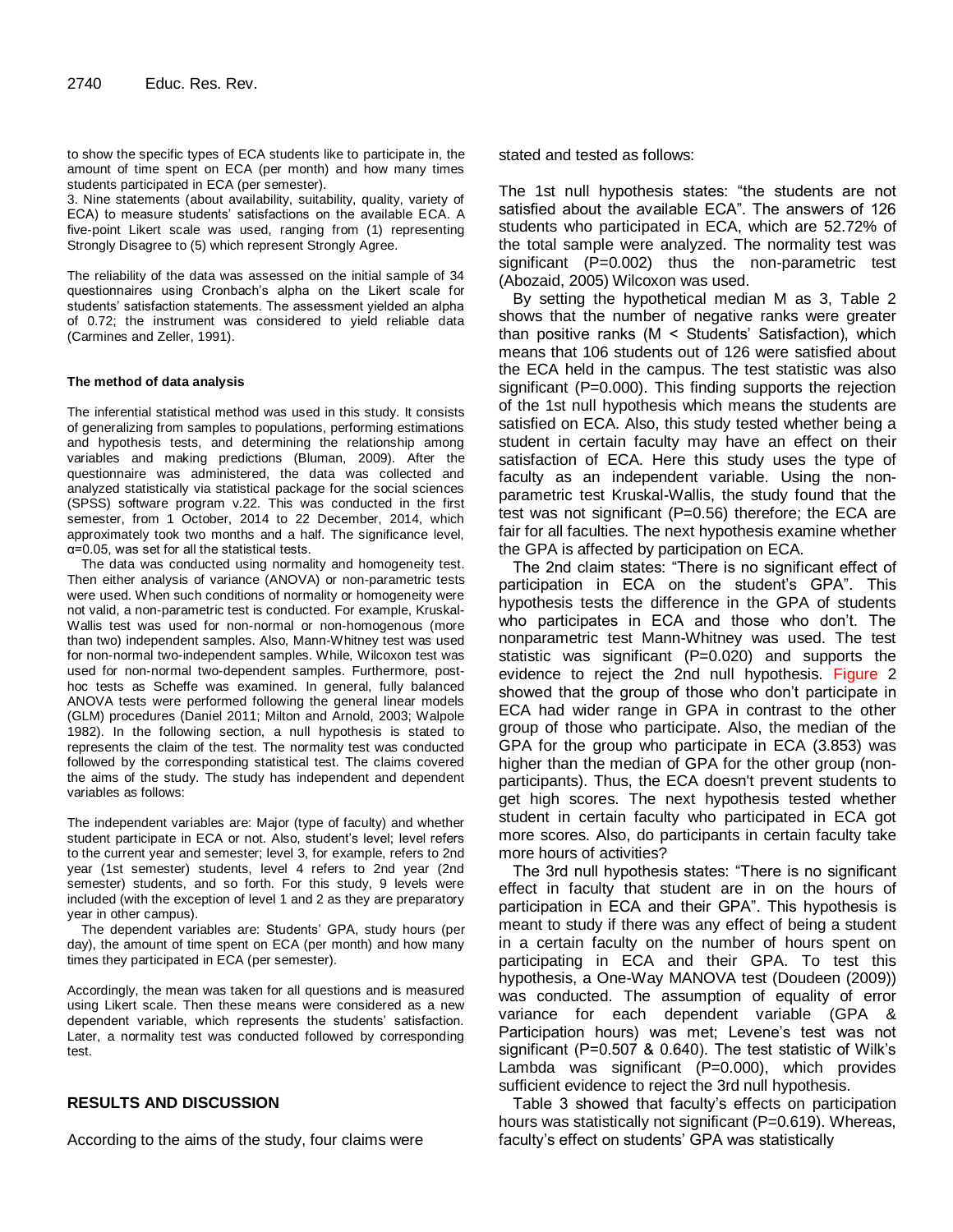to show the specific types of ECA students like to participate in, the amount of time spent on ECA (per month) and how many times students participated in ECA (per semester).

3. Nine statements (about availability, suitability, quality, variety of ECA) to measure students' satisfactions on the available ECA. A five-point Likert scale was used, ranging from (1) representing Strongly Disagree to (5) which represent Strongly Agree.

The reliability of the data was assessed on the initial sample of 34 questionnaires using Cronbach's alpha on the Likert scale for students' satisfaction statements. The assessment yielded an alpha of 0.72; the instrument was considered to yield reliable data (Carmines and Zeller, 1991).

#### The method of data analysis

The inferential statistical method was used in this study. It consists of generalizing from samples to populations, performing estimations and hypothesis tests, and determining the relationship among variables and making predictions (Bluman, 2009). After the questionnaire was administered, the data was collected and analyzed statistically via statistical package for the social sciences (SPSS) software program v.22. This was conducted in the first semester, from 1 October, 2014 to 22 December, 2014, which approximately took two months and a half. The significance level, $\alpha$=0.05, was set for all the statistical tests.

The data was conducted using normality and homogeneity test. Then either analysis of variance (ANOVA) or non-parametric tests were used. When such conditions of normality or homogeneity were not valid, a non-parametric test is conducted. For example, Kruskal-Wallis test was used for non-normal or non-homogenous (more than two) independent samples. Also, Mann-Whitney test was used for non-normal two-independent samples. While, Wilcoxon test was used for non-normal two-dependent samples. Furthermore, post-hoc tests as Scheffe was examined. In general, fully balanced ANOVA tests were performed following the general linear models (GLM) procedures (Daniel 2011; Milton and Arnold, 2003; Walpole 1982). In the following section, a null hypothesis is stated to represents the claim of the test. The normality test was conducted followed by the corresponding statistical test. The claims covered the aims of the study. The study has independent and dependent variables as follows:

The independent variables are: Major (type of faculty) and whether student participate in ECA or not. Also, student's level; level refers to the current year and semester; level 3, for example, refers to 2nd year (1st semester) students, level 4 refers to 2nd year (2nd semester) students, and so forth. For this study, 9 levels were included (with the exception of level 1 and 2 as they are preparatory year in other campus).

The dependent variables are: Students' GPA, study hours (per day), the amount of time spent on ECA (per month) and how many times they participated in ECA (per semester).

Accordingly, the mean was taken for all questions and is measured using Likert scale. Then these means were considered as a new dependent variable, which represents the students' satisfaction. Later, a normality test was conducted followed by corresponding test.

## RESULTS AND DISCUSSION

According to the aims of the study, four claims were stated and tested as follows:

The 1st null hypothesis states: "the students are not satisfied about the available ECA". The answers of 126 students who participated in ECA, which are 52.72% of the total sample were analyzed. The normality test was significant (P=0.002) thus the non-parametric test (Abozaid, 2005) Wilcoxon was used.

By setting the hypothetical median M as 3, Table 2 shows that the number of negative ranks were greater than positive ranks (M < Students' Satisfaction), which means that 106 students out of 126 were satisfied about the ECA held in the campus. The test statistic was also significant (P=0.000). This finding supports the rejection of the 1st null hypothesis which means the students are satisfied on ECA. Also, this study tested whether being a student in certain faculty may have an effect on their satisfaction of ECA. Here this study uses the type of faculty as an independent variable. Using the non-parametric test Kruskal-Wallis, the study found that the test was not significant (P=0.56) therefore; the ECA are fair for all faculties. The next hypothesis examine whether the GPA is affected by participation on ECA.

The 2nd claim states: "There is no significant effect of participation in ECA on the student's GPA". This hypothesis tests the difference in the GPA of students who participates in ECA and those who don't. The nonparametric test Mann-Whitney was used. The test statistic was significant (P=0.020) and supports the evidence to reject the 2nd null hypothesis. Figure 2 showed that the group of those who don't participate in ECA had wider range in GPA in contrast to the other group of those who participate. Also, the median of the GPA for the group who participate in ECA (3.853) was higher than the median of GPA for the other group (non-participants). Thus, the ECA doesn't prevent students to get high scores. The next hypothesis tested whether student in certain faculty who participated in ECA got more scores. Also, do participants in certain faculty take more hours of activities?

The 3rd null hypothesis states: "There is no significant effect in faculty that student are in on the hours of participation in ECA and their GPA". This hypothesis is meant to study if there was any effect of being a student in a certain faculty on the number of hours spent on participating in ECA and their GPA. To test this hypothesis, a One-Way MANOVA test (Doudeen (2009)) was conducted. The assumption of equality of error variance for each dependent variable (GPA & Participation hours) was met; Levene's test was not significant (P=0.507 & 0.640). The test statistic of Wilk's Lambda was significant (P=0.000), which provides sufficient evidence to reject the 3rd null hypothesis.

Table 3 showed that faculty's effects on participation hours was statistically not significant (P=0.619). Whereas, faculty's effect on students' GPA was statistically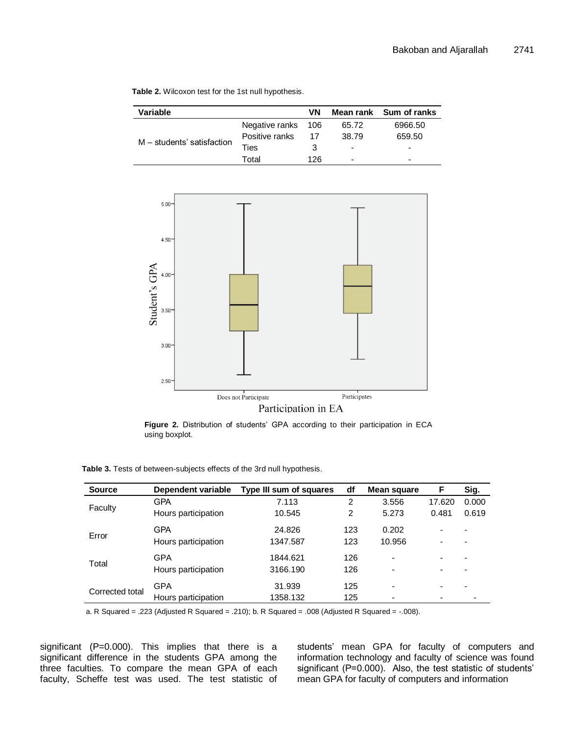**Table 2.** Wilcoxon test for the 1st null hypothesis.

| Variable | | VN | Mean rank | Sum of ranks |
|---|---|---|---|---|
| M – students' satisfaction | Negative ranks | 106 | 65.72 | 6966.50 |
| | Positive ranks | 17 | 38.79 | 659.50 |
| | Ties | 3 | - | - |
| | Total | 126 | - | - |

**Figure 2.** Distribution of students' GPA according to their participation in ECA using boxplot.

**Table 3.** Tests of between-subjects effects of the 3rd null hypothesis.

| Source | Dependent variable | Type III sum of squares | df | Mean square | F | Sig. |
|---|---|---|---|---|---|---|
| Faculty | GPA | 7.113 | 2 | 3.556 | 17.620 | 0.000 |
| | Hours participation | 10.545 | 2 | 5.273 | 0.481 | 0.619 |
| Error | GPA | 24.826 | 123 | 0.202 | - | - |
| | Hours participation | 1347.587 | 123 | 10.956 | - | - |
| Total | GPA | 1844.621 | 126 | - | - | - |
| | Hours participation | 3166.190 | 126 | - | - | - |
| Corrected total | GPA | 31.939 | 125 | - | - | - |
| | Hours participation | 1358.132 | 125 | - | - | - |

a. R Squared = .223 (Adjusted R Squared = .210); b. R Squared = .008 (Adjusted R Squared = -.008).

significant (P=0.000). This implies that there is a significant difference in the students GPA among the three faculties. To compare the mean GPA of each faculty, Scheffe test was used. The test statistic of students' mean GPA for faculty of computers and information technology and faculty of science was found significant (P=0.000). Also, the test statistic of students' mean GPA for faculty of computers and information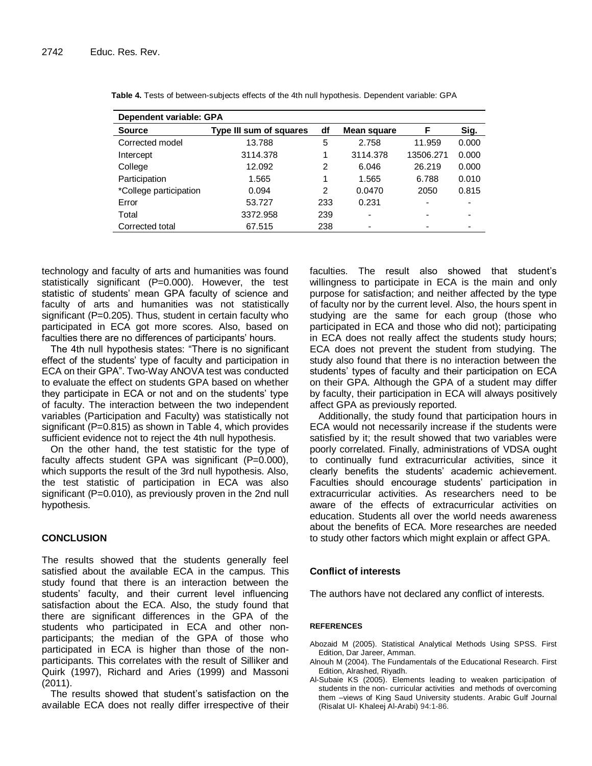**Table 4.** Tests of between-subjects effects of the 4th null hypothesis. Dependent variable: GPA

| Dependent variable: GPA | | | | | |
|---|---|---|---|---|---|
| **Source** | **Type III sum of squares** | **df** | **Mean square** | **F** | **Sig.** |
| Corrected model | 13.788 | 5 | 2.758 | 11.959 | 0.000 |
| Intercept | 3114.378 | 1 | 3114.378 | 13506.271 | 0.000 |
| College | 12.092 | 2 | 6.046 | 26.219 | 0.000 |
| Participation | 1.565 | 1 | 1.565 | 6.788 | 0.010 |
| *College participation | 0.094 | 2 | 0.0470 | 2050 | 0.815 |
| Error | 53.727 | 233 | 0.231 | - | - |
| Total | 3372.958 | 239 | - | - | - |
| Corrected total | 67.515 | 238 | - | - | - |

technology and faculty of arts and humanities was found statistically significant (P=0.000). However, the test statistic of students' mean GPA faculty of science and faculty of arts and humanities was not statistically significant (P=0.205). Thus, student in certain faculty who participated in ECA got more scores. Also, based on faculties there are no differences of participants' hours.

The 4th null hypothesis states: "There is no significant effect of the students' type of faculty and participation in ECA on their GPA". Two-Way ANOVA test was conducted to evaluate the effect on students GPA based on whether they participate in ECA or not and on the students' type of faculty. The interaction between the two independent variables (Participation and Faculty) was statistically not significant (P=0.815) as shown in Table 4, which provides sufficient evidence not to reject the 4th null hypothesis.

On the other hand, the test statistic for the type of faculty affects student GPA was significant (P=0.000), which supports the result of the 3rd null hypothesis. Also, the test statistic of participation in ECA was also significant (P=0.010), as previously proven in the 2nd null hypothesis.

## CONCLUSION

The results showed that the students generally feel satisfied about the available ECA in the campus. This study found that there is an interaction between the students' faculty, and their current level influencing satisfaction about the ECA. Also, the study found that there are significant differences in the GPA of the students who participated in ECA and other non-participants; the median of the GPA of those who participated in ECA is higher than those of the non-participants. This correlates with the result of Silliker and Quirk (1997), Richard and Aries (1999) and Massoni (2011).

The results showed that student's satisfaction on the available ECA does not really differ irrespective of their faculties. The result also showed that student's willingness to participate in ECA is the main and only purpose for satisfaction; and neither affected by the type of faculty nor by the current level. Also, the hours spent in studying are the same for each group (those who participated in ECA and those who did not); participating in ECA does not really affect the students study hours; ECA does not prevent the student from studying. The study also found that there is no interaction between the students' types of faculty and their participation on ECA on their GPA. Although the GPA of a student may differ by faculty, their participation in ECA will always positively affect GPA as previously reported.

Additionally, the study found that participation hours in ECA would not necessarily increase if the students were satisfied by it; the result showed that two variables were poorly correlated. Finally, administrations of VDSA ought to continually fund extracurricular activities, since it clearly benefits the students' academic achievement. Faculties should encourage students' participation in extracurricular activities. As researchers need to be aware of the effects of extracurricular activities on education. Students all over the world needs awareness about the benefits of ECA. More researches are needed to study other factors which might explain or affect GPA.

## Conflict of interests

The authors have not declared any conflict of interests.

## REFERENCES

Abozaid M (2005). Statistical Analytical Methods Using SPSS. First Edition, Dar Jareer, Amman.

Alnouh M (2004). The Fundamentals of the Educational Research. First Edition, Alrashed, Riyadh.

Al-Subaie KS (2005). Elements leading to weaken participation of students in the non- curricular activities and methods of overcoming them –views of King Saud University students. Arabic Gulf Journal (Risalat Ul- Khaleej Al-Arabi) 94:1-86.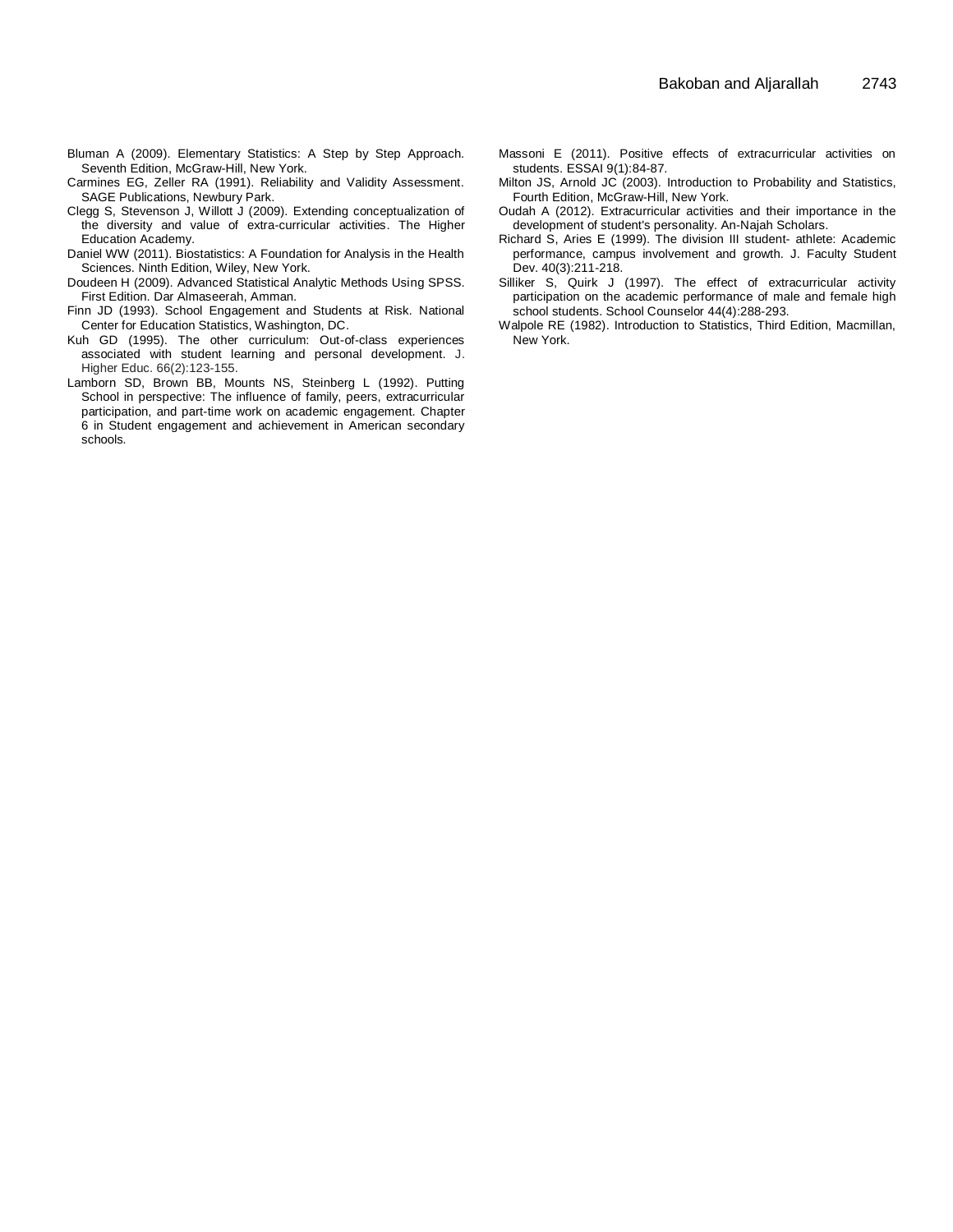Bluman A (2009). Elementary Statistics: A Step by Step Approach. Seventh Edition, McGraw-Hill, New York.

Carmines EG, Zeller RA (1991). Reliability and Validity Assessment. SAGE Publications, Newbury Park.

Clegg S, Stevenson J, Willott J (2009). Extending conceptualization of the diversity and value of extra-curricular activities. The Higher Education Academy.

Daniel WW (2011). Biostatistics: A Foundation for Analysis in the Health Sciences. Ninth Edition, Wiley, New York.

Doudeen H (2009). Advanced Statistical Analytic Methods Using SPSS. First Edition. Dar Almaseerah, Amman.

Finn JD (1993). School Engagement and Students at Risk. National Center for Education Statistics, Washington, DC.

Kuh GD (1995). The other curriculum: Out-of-class experiences associated with student learning and personal development. J. Higher Educ. 66(2):123-155.

Lamborn SD, Brown BB, Mounts NS, Steinberg L (1992). Putting School in perspective: The influence of family, peers, extracurricular participation, and part-time work on academic engagement. Chapter 6 in Student engagement and achievement in American secondary schools.

Massoni E (2011). Positive effects of extracurricular activities on students. ESSAI 9(1):84-87.

Milton JS, Arnold JC (2003). Introduction to Probability and Statistics, Fourth Edition, McGraw-Hill, New York.

Oudah A (2012). Extracurricular activities and their importance in the development of student's personality. An-Najah Scholars.

Richard S, Aries E (1999). The division III student- athlete: Academic performance, campus involvement and growth. J. Faculty Student Dev. 40(3):211-218.

Silliker S, Quirk J (1997). The effect of extracurricular activity participation on the academic performance of male and female high school students. School Counselor 44(4):288-293.

Walpole RE (1982). Introduction to Statistics, Third Edition, Macmillan, New York.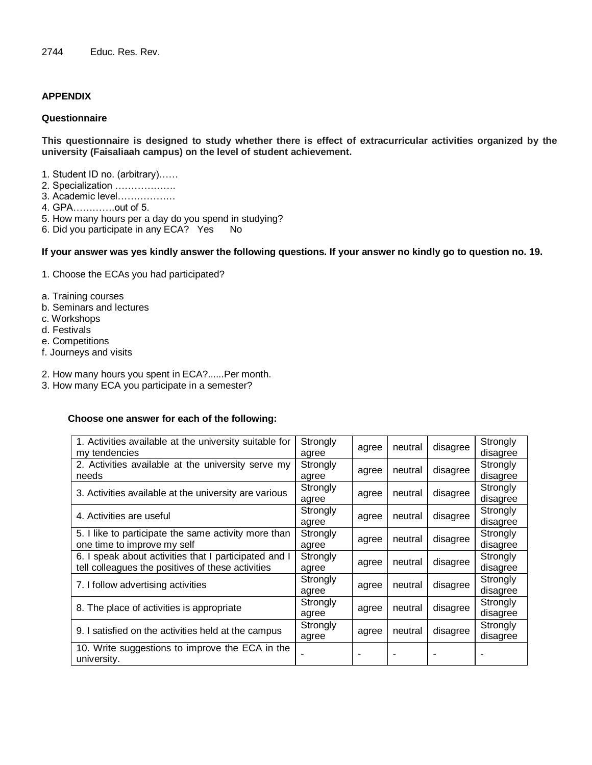## APPENDIX

### Questionnaire

**This questionnaire is designed to study whether there is effect of extracurricular activities organized by the university (Faisaliaah campus) on the level of student achievement.**

1. Student ID no. (arbitrary)……
2. Specialization ……………….
3. Academic level………………
4. GPA………….out of 5.
5. How many hours per a day do you spend in studying?
6. Did you participate in any ECA? Yes No

**If your answer was yes kindly answer the following questions. If your answer no kindly go to question no. 19.**

1. Choose the ECAs you had participated?

a. Training courses
b. Seminars and lectures
c. Workshops
d. Festivals
e. Competitions
f. Journeys and visits

2. How many hours you spent in ECA?......Per month.
3. How many ECA you participate in a semester?

**Choose one answer for each of the following:**

| | | | | | |
|---|---|---|---|---|---|
| 1. Activities available at the university suitable for my tendencies | Strongly agree | agree | neutral | disagree | Strongly disagree |
| 2. Activities available at the university serve my needs | Strongly agree | agree | neutral | disagree | Strongly disagree |
| 3. Activities available at the university are various | Strongly agree | agree | neutral | disagree | Strongly disagree |
| 4. Activities are useful | Strongly agree | agree | neutral | disagree | Strongly disagree |
| 5. I like to participate the same activity more than one time to improve my self | Strongly agree | agree | neutral | disagree | Strongly disagree |
| 6. I speak about activities that I participated and I tell colleagues the positives of these activities | Strongly agree | agree | neutral | disagree | Strongly disagree |
| 7. I follow advertising activities | Strongly agree | agree | neutral | disagree | Strongly disagree |
| 8. The place of activities is appropriate | Strongly agree | agree | neutral | disagree | Strongly disagree |
| 9. I satisfied on the activities held at the campus | Strongly agree | agree | neutral | disagree | Strongly disagree |
| 10. Write suggestions to improve the ECA in the university. | - | - | - | - | - |